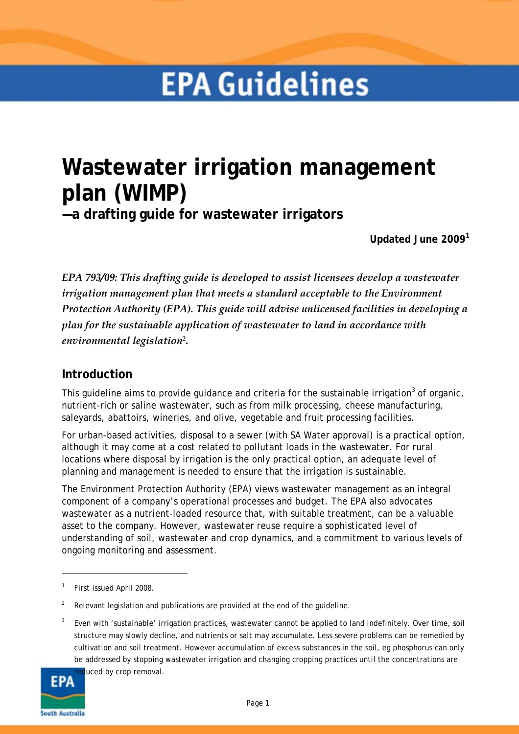# EPA Guidelines

# Wastewater irrigation management plan (WIMP)

## —a drafting guide for wastewater irrigators

**Updated June 2009**[1]

***EPA 793/09: This drafting guide is developed to assist licensees develop a wastewater irrigation management plan that meets a standard acceptable to the Environment Protection Authority (EPA). This guide will advise unlicensed facilities in developing a plan for the sustainable application of wastewater to land in accordance with environmental legislation*[2].**

## Introduction

This guideline aims to provide guidance and criteria for the sustainable irrigation[3] of organic, nutrient-rich or saline wastewater, such as from milk processing, cheese manufacturing, saleyards, abattoirs, wineries, and olive, vegetable and fruit processing facilities.

For urban-based activities, disposal to a sewer (with SA Water approval) is a practical option, although it may come at a cost related to pollutant loads in the wastewater. For rural locations where disposal by irrigation is the only practical option, an adequate level of planning and management is needed to ensure that the irrigation is sustainable.

The Environment Protection Authority (EPA) views wastewater management as an integral component of a company's operational processes and budget. The EPA also advocates wastewater as a nutrient-loaded resource that, with suitable treatment, can be a valuable asset to the company. However, wastewater reuse require a sophisticated level of understanding of soil, wastewater and crop dynamics, and a commitment to various levels of ongoing monitoring and assessment.

---

[1] First issued April 2008.

[2] Relevant legislation and publications are provided at the end of the guideline.

[3] Even with 'sustainable' irrigation practices, wastewater cannot be applied to land indefinitely. Over time, soil structure may slowly decline, and nutrients or salt may accumulate. Less severe problems can be remedied by cultivation and soil treatment. However accumulation of excess substances in the soil, eg phosphorus can only be addressed by stopping wastewater irrigation and changing cropping practices until the concentrations are reduced by crop removal.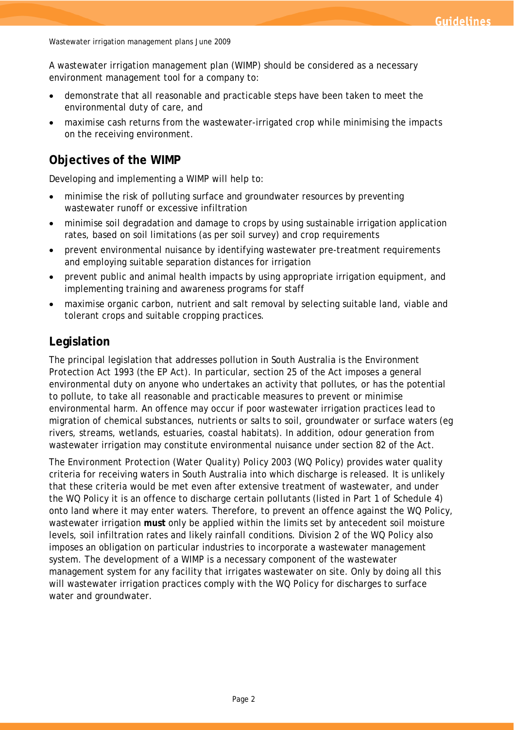A wastewater irrigation management plan (WIMP) should be considered as a necessary environment management tool for a company to:

- demonstrate that all reasonable and practicable steps have been taken to meet the environmental duty of care, and
- maximise cash returns from the wastewater-irrigated crop while minimising the impacts on the receiving environment.

## Objectives of the WIMP

Developing and implementing a WIMP will help to:

- minimise the risk of polluting surface and groundwater resources by preventing wastewater runoff or excessive infiltration
- minimise soil degradation and damage to crops by using sustainable irrigation application rates, based on soil limitations (as per soil survey) and crop requirements
- prevent environmental nuisance by identifying wastewater pre-treatment requirements and employing suitable separation distances for irrigation
- prevent public and animal health impacts by using appropriate irrigation equipment, and implementing training and awareness programs for staff
- maximise organic carbon, nutrient and salt removal by selecting suitable land, viable and tolerant crops and suitable cropping practices.

## Legislation

The principal legislation that addresses pollution in South Australia is the Environment Protection Act 1993 (the EP Act). In particular, section 25 of the Act imposes a general environmental duty on anyone who undertakes an activity that pollutes, or has the potential to pollute, to take all reasonable and practicable measures to prevent or minimise environmental harm. An offence may occur if poor wastewater irrigation practices lead to migration of chemical substances, nutrients or salts to soil, groundwater or surface waters (eg rivers, streams, wetlands, estuaries, coastal habitats). In addition, odour generation from wastewater irrigation may constitute environmental nuisance under section 82 of the Act.

The Environment Protection (Water Quality) Policy 2003 (WQ Policy) provides water quality criteria for receiving waters in South Australia into which discharge is released. It is unlikely that these criteria would be met even after extensive treatment of wastewater, and under the WQ Policy it is an offence to discharge certain pollutants (listed in Part 1 of Schedule 4) onto land where it may enter waters. Therefore, to prevent an offence against the WQ Policy, wastewater irrigation **must** only be applied within the limits set by antecedent soil moisture levels, soil infiltration rates and likely rainfall conditions. Division 2 of the WQ Policy also imposes an obligation on particular industries to incorporate a wastewater management system. The development of a WIMP is a necessary component of the wastewater management system for any facility that irrigates wastewater on site. Only by doing all this will wastewater irrigation practices comply with the WQ Policy for discharges to surface water and groundwater.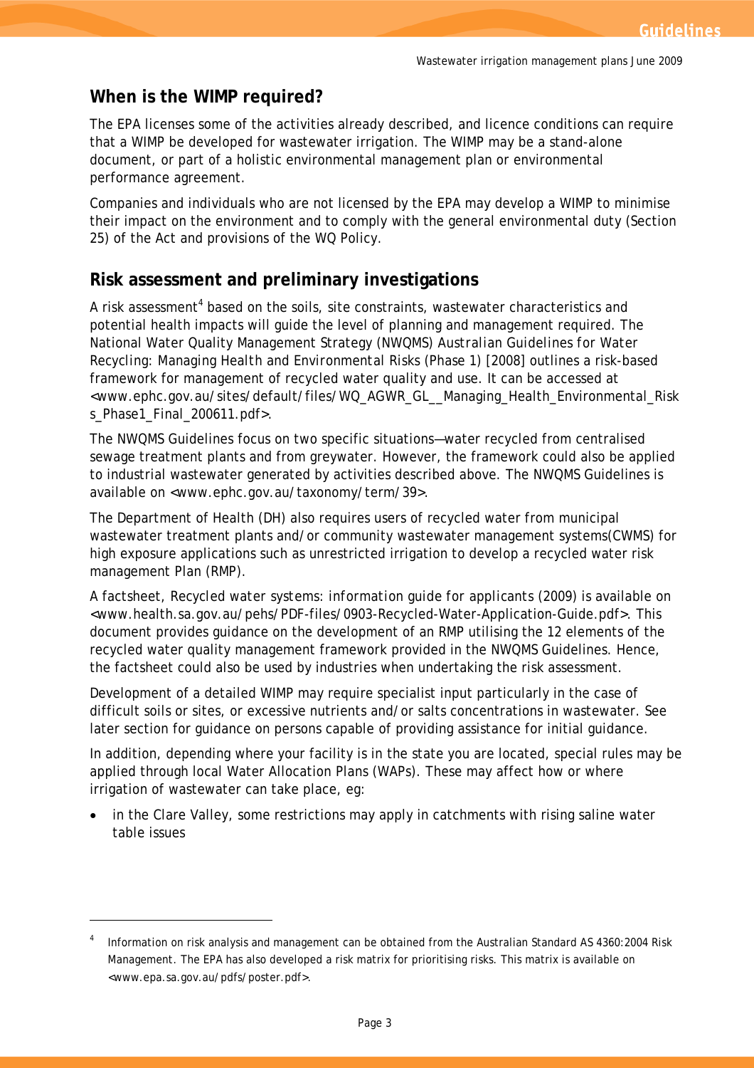## When is the WIMP required?

The EPA licenses some of the activities already described, and licence conditions can require that a WIMP be developed for wastewater irrigation. The WIMP may be a stand-alone document, or part of a holistic environmental management plan or environmental performance agreement.

Companies and individuals who are not licensed by the EPA may develop a WIMP to minimise their impact on the environment and to comply with the general environmental duty (Section 25) of the Act and provisions of the WQ Policy.

## Risk assessment and preliminary investigations

A risk assessment[4] based on the soils, site constraints, wastewater characteristics and potential health impacts will guide the level of planning and management required. The National Water Quality Management Strategy (NWQMS) *Australian Guidelines for Water Recycling: Managing Health and Environmental Risks (Phase 1)* [2008] outlines a risk-based framework for management of recycled water quality and use. It can be accessed at <www.ephc.gov.au/sites/default/files/WQ_AGWR_GL__Managing_Health_Environmental_Risks_Phase1_Final_200611.pdf>.

The NWQMS Guidelines focus on two specific situations—water recycled from centralised sewage treatment plants and from greywater. However, the framework could also be applied to industrial wastewater generated by activities described above. The NWQMS Guidelines is available on <www.ephc.gov.au/taxonomy/term/39>.

The Department of Health (DH) also requires users of recycled water from municipal wastewater treatment plants and/or community wastewater management systems(CWMS) for high exposure applications such as unrestricted irrigation to develop a recycled water risk management Plan (RMP).

A factsheet, *Recycled water systems: information guide for applicants* (2009) is available on <www.health.sa.gov.au/pehs/PDF-files/0903-Recycled-Water-Application-Guide.pdf>. This document provides guidance on the development of an RMP utilising the 12 elements of the recycled water quality management framework provided in the NWQMS Guidelines. Hence, the factsheet could also be used by industries when undertaking the risk assessment.

Development of a detailed WIMP may require specialist input particularly in the case of difficult soils or sites, or excessive nutrients and/or salts concentrations in wastewater. See later section for guidance on persons capable of providing assistance for initial guidance.

In addition, depending where your facility is in the state you are located, special rules may be applied through local Water Allocation Plans (WAPs). These may affect how or where irrigation of wastewater can take place, eg:

- in the Clare Valley, some restrictions may apply in catchments with rising saline water table issues

---

[4] Information on risk analysis and management can be obtained from the Australian Standard AS 4360:2004 Risk Management. The EPA has also developed a risk matrix for prioritising risks. This matrix is available on <www.epa.sa.gov.au/pdfs/poster.pdf>.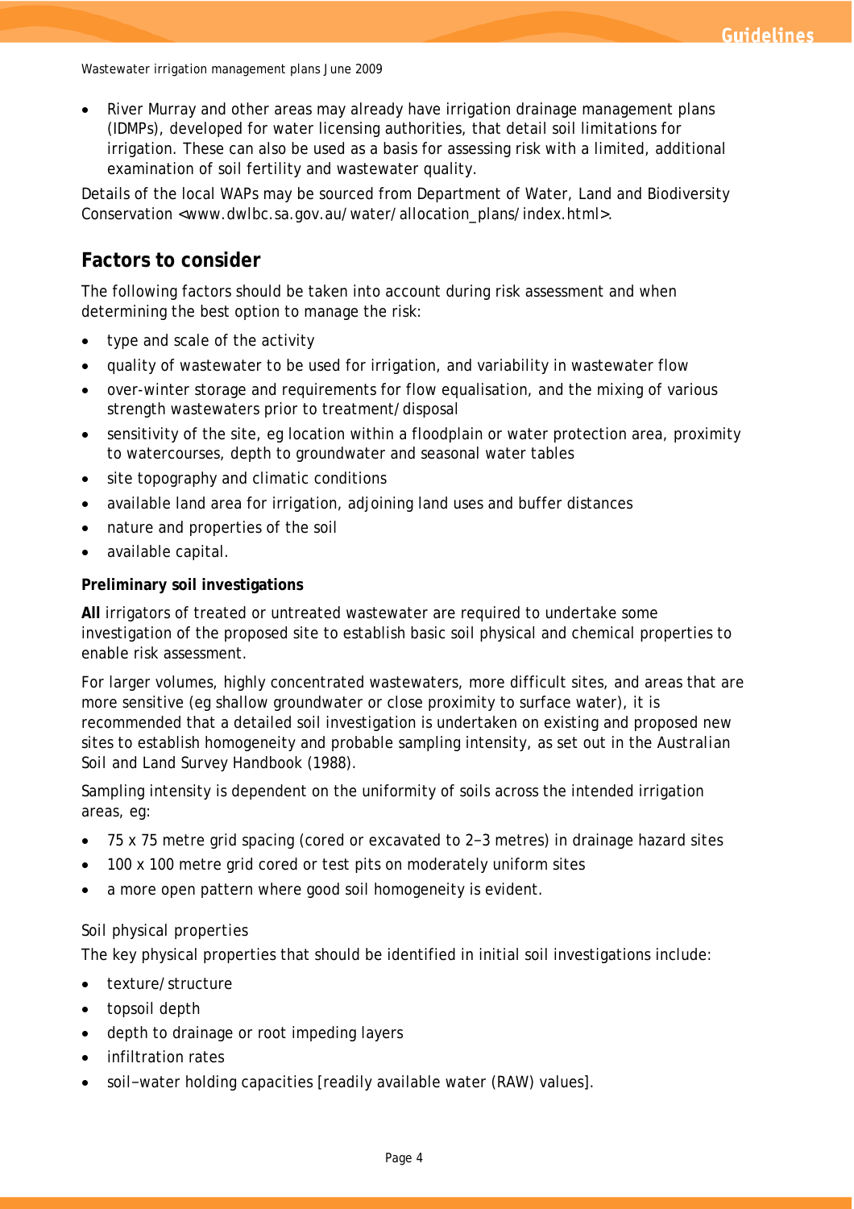- River Murray and other areas may already have irrigation drainage management plans (IDMPs), developed for water licensing authorities, that detail soil limitations for irrigation. These can also be used as a basis for assessing risk with a limited, additional examination of soil fertility and wastewater quality.

Details of the local WAPs may be sourced from Department of Water, Land and Biodiversity Conservation <www.dwlbc.sa.gov.au/water/allocation_plans/index.html>.

## Factors to consider

The following factors should be taken into account during risk assessment and when determining the best option to manage the risk:

- type and scale of the activity
- quality of wastewater to be used for irrigation, and variability in wastewater flow
- over-winter storage and requirements for flow equalisation, and the mixing of various strength wastewaters prior to treatment/disposal
- sensitivity of the site, eg location within a floodplain or water protection area, proximity to watercourses, depth to groundwater and seasonal water tables
- site topography and climatic conditions
- available land area for irrigation, adjoining land uses and buffer distances
- nature and properties of the soil
- available capital.

**Preliminary soil investigations**

**All** irrigators of treated or untreated wastewater are required to undertake some investigation of the proposed site to establish basic soil physical and chemical properties to enable risk assessment.

For larger volumes, highly concentrated wastewaters, more difficult sites, and areas that are more sensitive (eg shallow groundwater or close proximity to surface water), it is recommended that a detailed soil investigation is undertaken on existing and proposed new sites to establish homogeneity and probable sampling intensity, as set out in the *Australian Soil and Land Survey Handbook* (1988).

Sampling intensity is dependent on the uniformity of soils across the intended irrigation areas, eg:

- 75 x 75 metre grid spacing (cored or excavated to 2–3 metres) in drainage hazard sites
- 100 x 100 metre grid cored or test pits on moderately uniform sites
- a more open pattern where good soil homogeneity is evident.

*Soil physical properties*

The key physical properties that should be identified in initial soil investigations include:

- texture/structure
- topsoil depth
- depth to drainage or root impeding layers
- infiltration rates
- soil–water holding capacities [readily available water (RAW) values].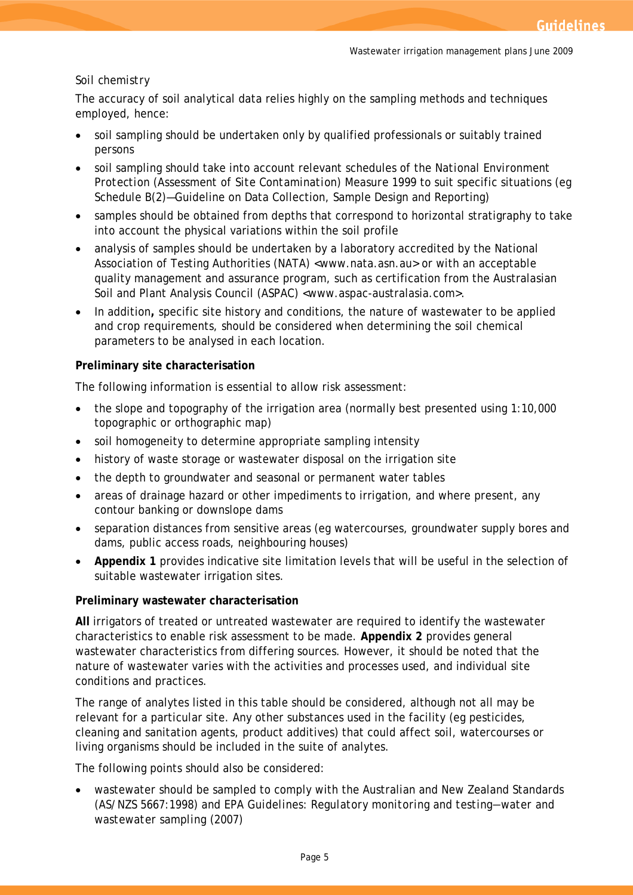*Soil chemistry*

The accuracy of soil analytical data relies highly on the sampling methods and techniques employed, hence:

- soil sampling should be undertaken only by qualified professionals or suitably trained persons
- soil sampling should take into account relevant schedules of the *National Environment Protection (Assessment of Site Contamination) Measure 1999* to suit specific situations (eg Schedule B(2)—Guideline on Data Collection, Sample Design and Reporting)
- samples should be obtained from depths that correspond to horizontal stratigraphy to take into account the physical variations within the soil profile
- analysis of samples should be undertaken by a laboratory accredited by the National Association of Testing Authorities (NATA) <www.nata.asn.au> or with an acceptable quality management and assurance program, such as certification from the Australasian Soil and Plant Analysis Council (ASPAC) <www.aspac-australasia.com>.
- In addition**,** specific site history and conditions, the nature of wastewater to be applied and crop requirements, should be considered when determining the soil chemical parameters to be analysed in each location.

**Preliminary site characterisation**

The following information is essential to allow risk assessment:

- the slope and topography of the irrigation area (normally best presented using 1:10,000 topographic or orthographic map)
- soil homogeneity to determine appropriate sampling intensity
- history of waste storage or wastewater disposal on the irrigation site
- the depth to groundwater and seasonal or permanent water tables
- areas of drainage hazard or other impediments to irrigation, and where present, any contour banking or downslope dams
- separation distances from sensitive areas (eg watercourses, groundwater supply bores and dams, public access roads, neighbouring houses)
- **Appendix 1** provides indicative site limitation levels that will be useful in the selection of suitable wastewater irrigation sites.

**Preliminary wastewater characterisation**

**All** irrigators of treated or untreated wastewater are required to identify the wastewater characteristics to enable risk assessment to be made. **Appendix 2** provides general wastewater characteristics from differing sources. However, it should be noted that the nature of wastewater varies with the activities and processes used, and individual site conditions and practices.

The range of analytes listed in this table should be considered, although not all may be relevant for a particular site. Any other substances used in the facility (eg pesticides, cleaning and sanitation agents, product additives) that could affect soil, watercourses or living organisms should be included in the suite of analytes.

The following points should also be considered:

- wastewater should be sampled to comply with the Australian and New Zealand Standards (AS/NZS 5667:1998) and EPA Guidelines: *Regulatory monitoring and testing—water and wastewater sampling* (2007)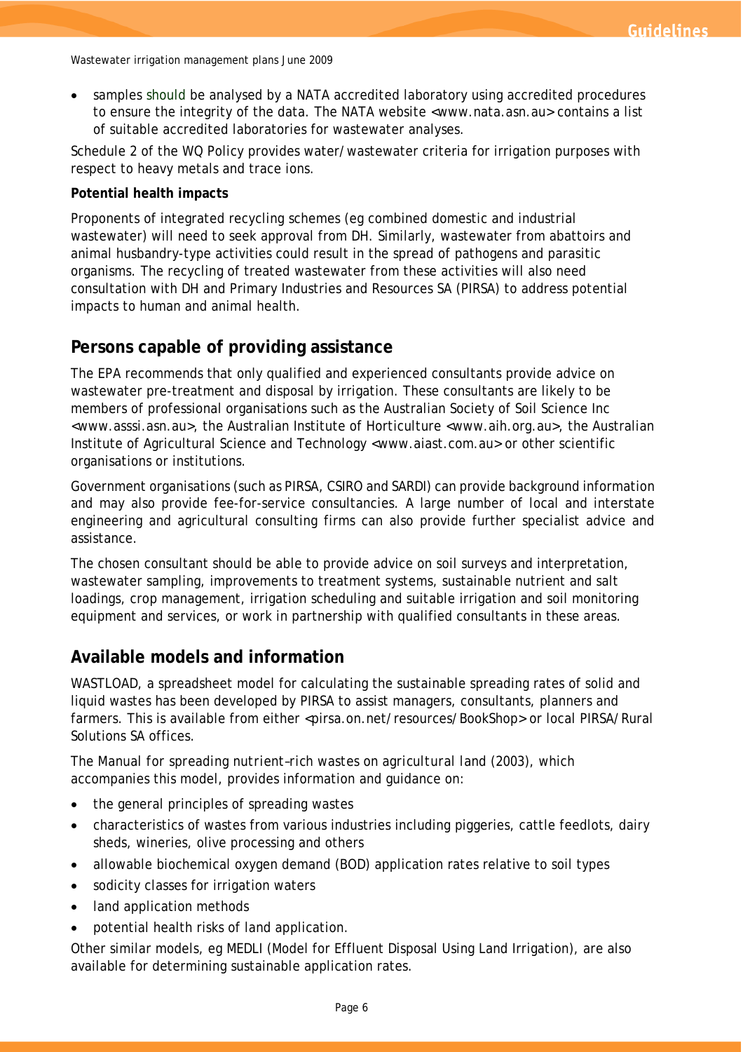- samples should be analysed by a NATA accredited laboratory using accredited procedures to ensure the integrity of the data. The NATA website <www.nata.asn.au> contains a list of suitable accredited laboratories for wastewater analyses.

Schedule 2 of the WQ Policy provides water/wastewater criteria for irrigation purposes with respect to heavy metals and trace ions.

**Potential health impacts**

Proponents of integrated recycling schemes (eg combined domestic and industrial wastewater) will need to seek approval from DH. Similarly, wastewater from abattoirs and animal husbandry-type activities could result in the spread of pathogens and parasitic organisms. The recycling of treated wastewater from these activities will also need consultation with DH and Primary Industries and Resources SA (PIRSA) to address potential impacts to human and animal health.

## Persons capable of providing assistance

The EPA recommends that only qualified and experienced consultants provide advice on wastewater pre-treatment and disposal by irrigation. These consultants are likely to be members of professional organisations such as the Australian Society of Soil Science Inc <www.asssi.asn.au>, the Australian Institute of Horticulture <www.aih.org.au>, the Australian Institute of Agricultural Science and Technology <www.aiast.com.au> or other scientific organisations or institutions.

Government organisations (such as PIRSA, CSIRO and SARDI) can provide background information and may also provide fee-for-service consultancies. A large number of local and interstate engineering and agricultural consulting firms can also provide further specialist advice and assistance.

The chosen consultant should be able to provide advice on soil surveys and interpretation, wastewater sampling, improvements to treatment systems, sustainable nutrient and salt loadings, crop management, irrigation scheduling and suitable irrigation and soil monitoring equipment and services, or work in partnership with qualified consultants in these areas.

## Available models and information

WASTLOAD, a spreadsheet model for calculating the sustainable spreading rates of solid and liquid wastes has been developed by PIRSA to assist managers, consultants, planners and farmers. This is available from either <pirsa.on.net/resources/BookShop> or local PIRSA/Rural Solutions SA offices.

The Manual for spreading nutrient–rich wastes on agricultural land (2003), which accompanies this model, provides information and guidance on:

- the general principles of spreading wastes
- characteristics of wastes from various industries including piggeries, cattle feedlots, dairy sheds, wineries, olive processing and others
- allowable biochemical oxygen demand (BOD) application rates relative to soil types
- sodicity classes for irrigation waters
- land application methods
- potential health risks of land application.

Other similar models, eg MEDLI (Model for Effluent Disposal Using Land Irrigation), are also available for determining sustainable application rates.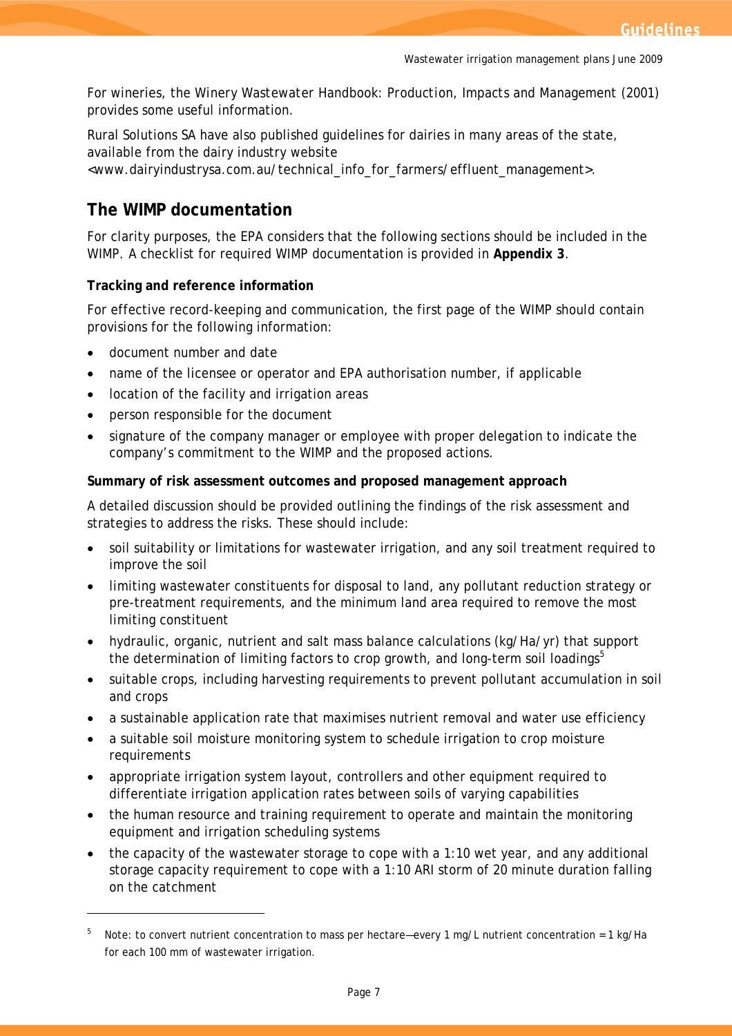For wineries, the *Winery Wastewater Handbook: Production, Impacts and Management* (2001) provides some useful information.

Rural Solutions SA have also published guidelines for dairies in many areas of the state, available from the dairy industry website <www.dairyindustrysa.com.au/technical_info_for_farmers/effluent_management>.

## The WIMP documentation

For clarity purposes, the EPA considers that the following sections should be included in the WIMP. A checklist for required WIMP documentation is provided in **Appendix 3**.

**Tracking and reference information**

For effective record-keeping and communication, the first page of the WIMP should contain provisions for the following information:

- document number and date
- name of the licensee or operator and EPA authorisation number, if applicable
- location of the facility and irrigation areas
- person responsible for the document
- signature of the company manager or employee with proper delegation to indicate the company's commitment to the WIMP and the proposed actions.

**Summary of risk assessment outcomes and proposed management approach**

A detailed discussion should be provided outlining the findings of the risk assessment and strategies to address the risks. These should include:

- soil suitability or limitations for wastewater irrigation, and any soil treatment required to improve the soil
- limiting wastewater constituents for disposal to land, any pollutant reduction strategy or pre-treatment requirements, and the minimum land area required to remove the most limiting constituent
- hydraulic, organic, nutrient and salt mass balance calculations (kg/Ha/yr) that support the determination of limiting factors to crop growth, and long-term soil loadings[5]
- suitable crops, including harvesting requirements to prevent pollutant accumulation in soil and crops
- a sustainable application rate that maximises nutrient removal and water use efficiency
- a suitable soil moisture monitoring system to schedule irrigation to crop moisture requirements
- appropriate irrigation system layout, controllers and other equipment required to differentiate irrigation application rates between soils of varying capabilities
- the human resource and training requirement to operate and maintain the monitoring equipment and irrigation scheduling systems
- the capacity of the wastewater storage to cope with a 1:10 wet year, and any additional storage capacity requirement to cope with a 1:10 ARI storm of 20 minute duration falling on the catchment

---

[5] Note: to convert nutrient concentration to mass per hectare—every 1 mg/L nutrient concentration = 1 kg/Ha for each 100 mm of wastewater irrigation.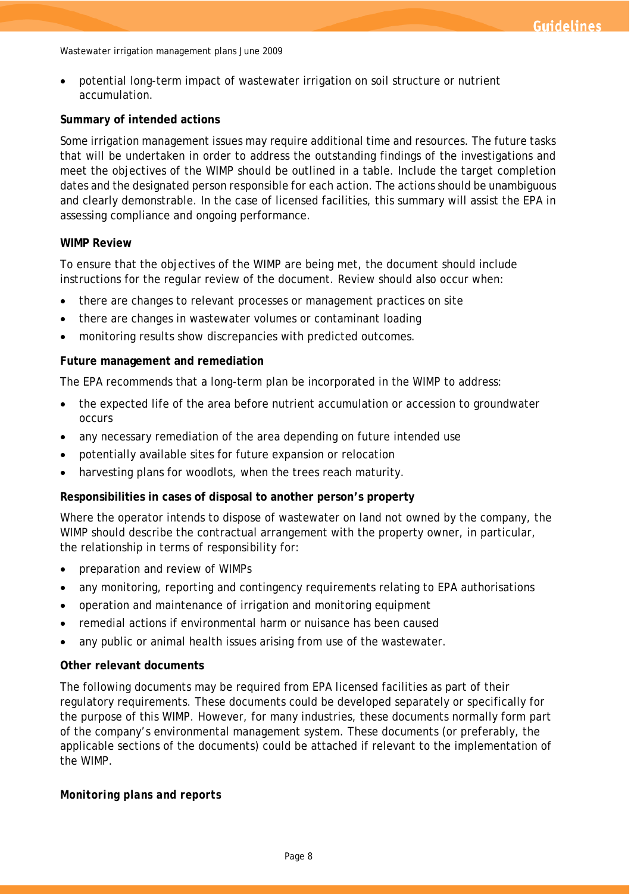- potential long-term impact of wastewater irrigation on soil structure or nutrient accumulation.

**Summary of intended actions**

Some irrigation management issues may require additional time and resources. The future tasks that will be undertaken in order to address the outstanding findings of the investigations and meet the objectives of the WIMP should be outlined in a table. Include the target completion dates and the designated person responsible for each action. The actions should be unambiguous and clearly demonstrable. In the case of licensed facilities, this summary will assist the EPA in assessing compliance and ongoing performance.

**WIMP Review**

To ensure that the objectives of the WIMP are being met, the document should include instructions for the regular review of the document. Review should also occur when:

- there are changes to relevant processes or management practices on site
- there are changes in wastewater volumes or contaminant loading
- monitoring results show discrepancies with predicted outcomes.

**Future management and remediation**

The EPA recommends that a long-term plan be incorporated in the WIMP to address:

- the expected life of the area before nutrient accumulation or accession to groundwater occurs
- any necessary remediation of the area depending on future intended use
- potentially available sites for future expansion or relocation
- harvesting plans for woodlots, when the trees reach maturity.

**Responsibilities in cases of disposal to another person's property**

Where the operator intends to dispose of wastewater on land not owned by the company, the WIMP should describe the contractual arrangement with the property owner, in particular, the relationship in terms of responsibility for:

- preparation and review of WIMPs
- any monitoring, reporting and contingency requirements relating to EPA authorisations
- operation and maintenance of irrigation and monitoring equipment
- remedial actions if environmental harm or nuisance has been caused
- any public or animal health issues arising from use of the wastewater.

**Other relevant documents**

The following documents may be required from EPA licensed facilities as part of their regulatory requirements. These documents could be developed separately or specifically for the purpose of this WIMP. However, for many industries, these documents normally form part of the company's environmental management system. These documents (or preferably, the applicable sections of the documents) could be attached if relevant to the implementation of the WIMP.

***Monitoring plans and reports***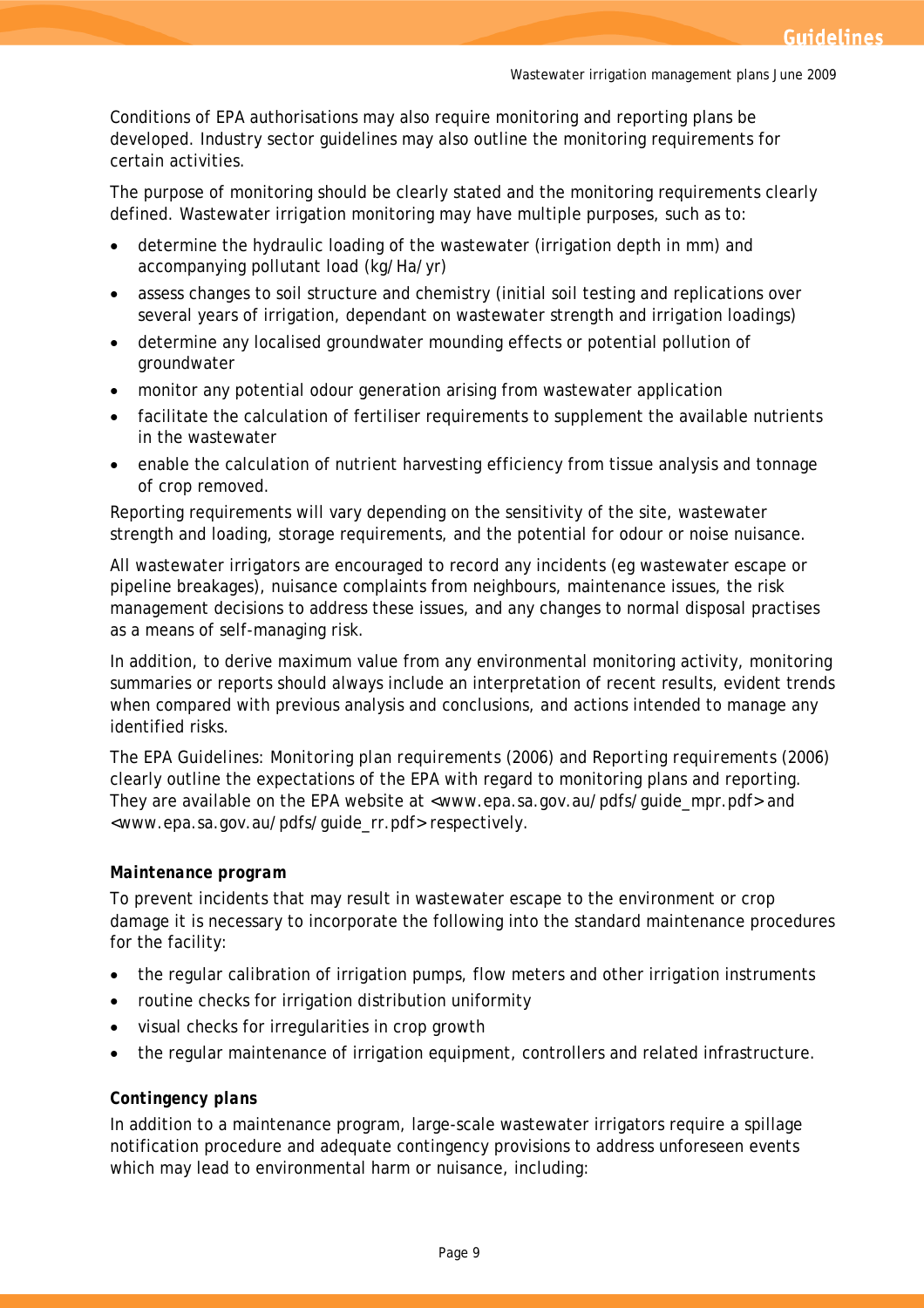Conditions of EPA authorisations may also require monitoring and reporting plans be developed. Industry sector guidelines may also outline the monitoring requirements for certain activities.

The purpose of monitoring should be clearly stated and the monitoring requirements clearly defined. Wastewater irrigation monitoring may have multiple purposes, such as to:

- determine the hydraulic loading of the wastewater (irrigation depth in mm) and accompanying pollutant load (kg/Ha/yr)
- assess changes to soil structure and chemistry (initial soil testing and replications over several years of irrigation, dependant on wastewater strength and irrigation loadings)
- determine any localised groundwater mounding effects or potential pollution of groundwater
- monitor any potential odour generation arising from wastewater application
- facilitate the calculation of fertiliser requirements to supplement the available nutrients in the wastewater
- enable the calculation of nutrient harvesting efficiency from tissue analysis and tonnage of crop removed.

Reporting requirements will vary depending on the sensitivity of the site, wastewater strength and loading, storage requirements, and the potential for odour or noise nuisance.

All wastewater irrigators are encouraged to record any incidents (eg wastewater escape or pipeline breakages), nuisance complaints from neighbours, maintenance issues, the risk management decisions to address these issues, and any changes to normal disposal practises as a means of self-managing risk.

In addition, to derive maximum value from any environmental monitoring activity, monitoring summaries or reports should always include an interpretation of recent results, evident trends when compared with previous analysis and conclusions, and actions intended to manage any identified risks.

The EPA Guidelines: *Monitoring plan requirements* (2006) and *Reporting requirements* (2006) clearly outline the expectations of the EPA with regard to monitoring plans and reporting. They are available on the EPA website at <www.epa.sa.gov.au/pdfs/guide_mpr.pdf> and <www.epa.sa.gov.au/pdfs/guide_rr.pdf> respectively.

#### *Maintenance program*

To prevent incidents that may result in wastewater escape to the environment or crop damage it is necessary to incorporate the following into the standard maintenance procedures for the facility:

- the regular calibration of irrigation pumps, flow meters and other irrigation instruments
- routine checks for irrigation distribution uniformity
- visual checks for irregularities in crop growth
- the regular maintenance of irrigation equipment, controllers and related infrastructure.

#### *Contingency plans*

In addition to a maintenance program, large-scale wastewater irrigators require a spillage notification procedure and adequate contingency provisions to address unforeseen events which may lead to environmental harm or nuisance, including: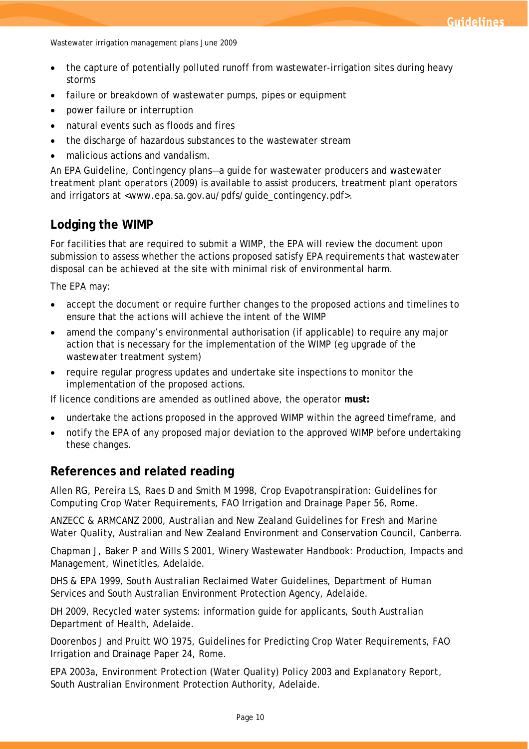- the capture of potentially polluted runoff from wastewater-irrigation sites during heavy storms
- failure or breakdown of wastewater pumps, pipes or equipment
- power failure or interruption
- natural events such as floods and fires
- the discharge of hazardous substances to the wastewater stream
- malicious actions and vandalism.

An EPA Guideline, *Contingency plans—a guide for wastewater producers and wastewater treatment plant operators* (2009) is available to assist producers, treatment plant operators and irrigators at <www.epa.sa.gov.au/pdfs/guide_contingency.pdf>.

## Lodging the WIMP

For facilities that are required to submit a WIMP, the EPA will review the document upon submission to assess whether the actions proposed satisfy EPA requirements that wastewater disposal can be achieved at the site with minimal risk of environmental harm.

The EPA may:

- accept the document or require further changes to the proposed actions and timelines to ensure that the actions will achieve the intent of the WIMP
- amend the company's environmental authorisation (if applicable) to require any major action that is necessary for the implementation of the WIMP (eg upgrade of the wastewater treatment system)
- require regular progress updates and undertake site inspections to monitor the implementation of the proposed actions.

If licence conditions are amended as outlined above, the operator **must:**

- undertake the actions proposed in the approved WIMP within the agreed timeframe, and
- notify the EPA of any proposed major deviation to the approved WIMP before undertaking these changes.

## References and related reading

Allen RG, Pereira LS, Raes D and Smith M 1998, *Crop Evapotranspiration: Guidelines for Computing Crop Water Requirements*, FAO Irrigation and Drainage Paper 56, Rome.

ANZECC & ARMCANZ 2000, *Australian and New Zealand Guidelines for Fresh and Marine Water Quality*, Australian and New Zealand Environment and Conservation Council, Canberra.

Chapman J, Baker P and Wills S 2001, Winery Wastewater Handbook: Production, Impacts and Management, Winetitles, Adelaide.

DHS & EPA 1999, *South Australian Reclaimed Water Guidelines*, Department of Human Services and South Australian Environment Protection Agency, Adelaide.

DH 2009, *Recycled water systems: information guide for applicants*, South Australian Department of Health, Adelaide.

Doorenbos J and Pruitt WO 1975, *Guidelines for Predicting Crop Water Requirements*, FAO Irrigation and Drainage Paper 24, Rome.

EPA 2003a, *Environment Protection (Water Quality) Policy 2003 and Explanatory Report*, South Australian Environment Protection Authority, Adelaide.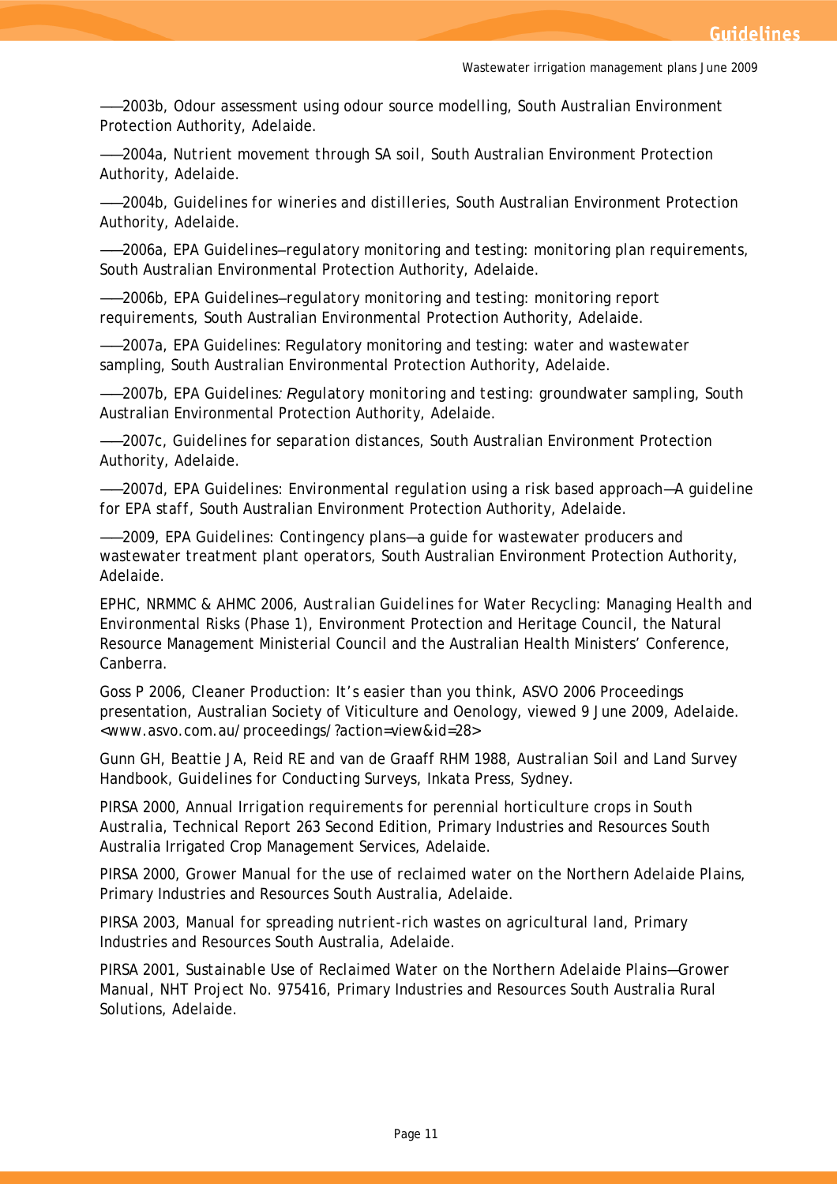——2003b, *Odour assessment using odour source modelling*, South Australian Environment Protection Authority, Adelaide.

——2004a, *Nutrient movement through SA soil*, South Australian Environment Protection Authority, Adelaide.

——2004b, *Guidelines for wineries and distilleries*, South Australian Environment Protection Authority, Adelaide.

——2006a, *EPA Guidelines—regulatory monitoring and testing: monitoring plan requirements*, South Australian Environmental Protection Authority, Adelaide.

——2006b, *EPA Guidelines—regulatory monitoring and testing: monitoring report requirements*, South Australian Environmental Protection Authority, Adelaide.

——2007a, *EPA Guidelines: Regulatory monitoring and testing: water and wastewater sampling*, South Australian Environmental Protection Authority, Adelaide.

——2007b, *EPA Guidelines: Regulatory monitoring and testing: groundwater sampling*, South Australian Environmental Protection Authority, Adelaide.

——2007c, *Guidelines for separation distances*, South Australian Environment Protection Authority, Adelaide.

——2007d, *EPA Guidelines: Environmental regulation using a risk based approach—A guideline for EPA staff*, South Australian Environment Protection Authority, Adelaide.

——2009, *EPA Guidelines: Contingency plans—a guide for wastewater producers and wastewater treatment plant operators*, South Australian Environment Protection Authority, Adelaide.

EPHC, NRMMC & AHMC 2006, *Australian Guidelines for Water Recycling: Managing Health and Environmental Risks (Phase 1)*, Environment Protection and Heritage Council, the Natural Resource Management Ministerial Council and the Australian Health Ministers' Conference, Canberra.

Goss P 2006, *Cleaner Production: It's easier than you think*, ASVO 2006 Proceedings presentation, Australian Society of Viticulture and Oenology, viewed 9 June 2009, Adelaide. <www.asvo.com.au/proceedings/?action=view&id=28>

Gunn GH, Beattie JA, Reid RE and van de Graaff RHM 1988, *Australian Soil and Land Survey Handbook, Guidelines for Conducting Surveys*, Inkata Press, Sydney.

PIRSA 2000, *Annual Irrigation requirements for perennial horticulture crops in South Australia*, Technical Report 263 Second Edition, Primary Industries and Resources South Australia Irrigated Crop Management Services, Adelaide.

PIRSA 2000, *Grower Manual for the use of reclaimed water on the Northern Adelaide Plains*, Primary Industries and Resources South Australia, Adelaide.

PIRSA 2003, *Manual for spreading nutrient-rich wastes on agricultural land*, Primary Industries and Resources South Australia, Adelaide.

PIRSA 2001, *Sustainable Use of Reclaimed Water on the Northern Adelaide Plains—Grower Manual*, NHT Project No. 975416, Primary Industries and Resources South Australia Rural Solutions, Adelaide.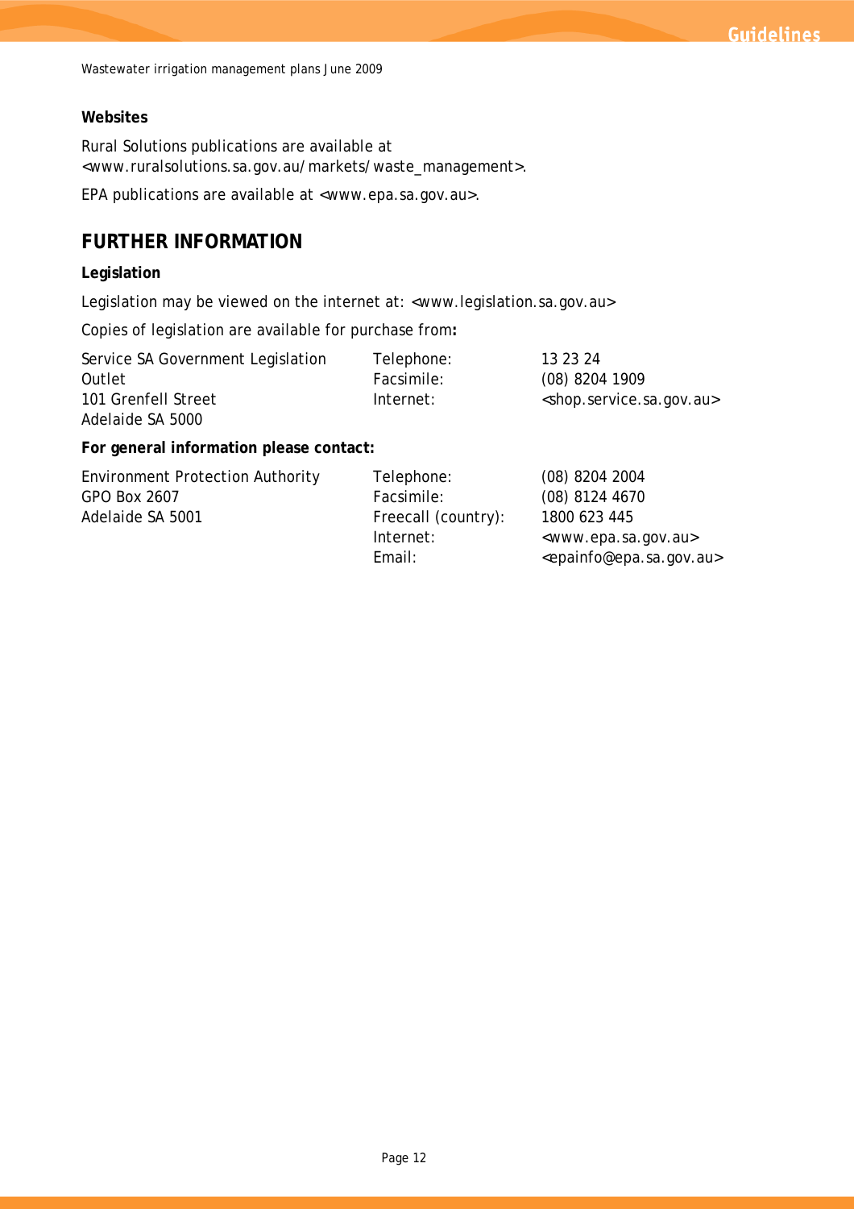**Websites**

Rural Solutions publications are available at <www.ruralsolutions.sa.gov.au/markets/waste_management>.

EPA publications are available at <www.epa.sa.gov.au>.

## FURTHER INFORMATION

**Legislation**

Legislation may be viewed on the internet at: <www.legislation.sa.gov.au>

Copies of legislation are available for purchase from**:**

| | | |
|---|---|---|
| Service SA Government Legislation Outlet | Telephone: | 13 23 24 |
| 101 Grenfell Street | Facsimile: | (08) 8204 1909 |
| Adelaide SA 5000 | Internet: | <shop.service.sa.gov.au> |

**For general information please contact:**

| | | |
|---|---|---|
| Environment Protection Authority | Telephone: | (08) 8204 2004 |
| GPO Box 2607 | Facsimile: | (08) 8124 4670 |
| Adelaide SA 5001 | Freecall (country): | 1800 623 445 |
| | Internet: | <www.epa.sa.gov.au> |
| | Email: | <epainfo@epa.sa.gov.au> |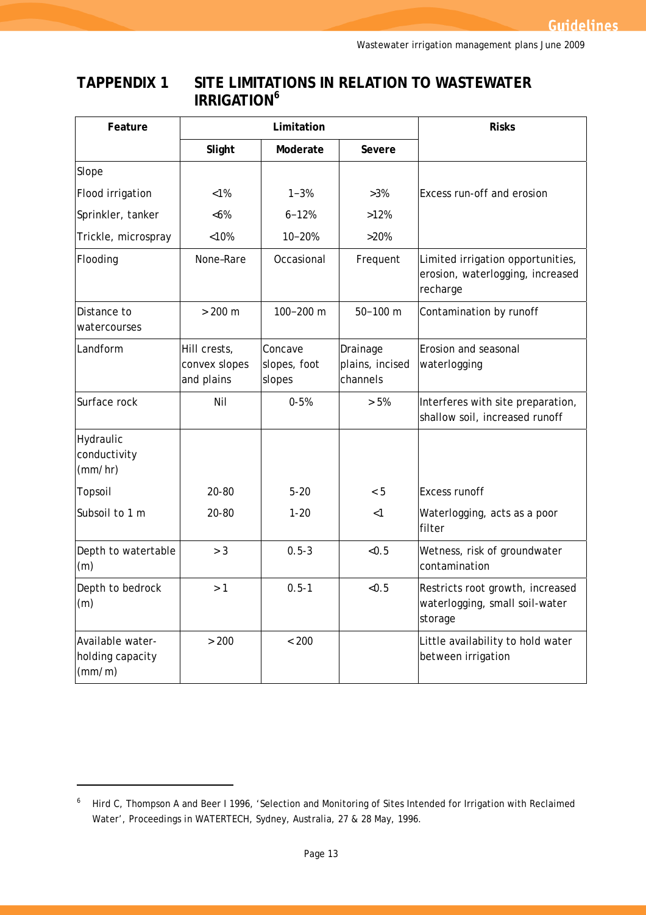# TAPPENDIX 1 SITE LIMITATIONS IN RELATION TO WASTEWATER IRRIGATION[6]

| Feature | Limitation | | | Risks |
|---|---|---|---|---|
| | Slight | Moderate | Severe | |
| Slope | | | | |
| Flood irrigation | <1% | 1–3% | >3% | Excess run-off and erosion |
| Sprinkler, tanker | <6% | 6–12% | >12% | |
| Trickle, microspray | <10% | 10–20% | >20% | |
| Flooding | None–Rare | Occasional | Frequent | Limited irrigation opportunities, erosion, waterlogging, increased recharge |
| Distance to watercourses | > 200 m | 100–200 m | 50–100 m | Contamination by runoff |
| Landform | Hill crests, convex slopes and plains | Concave slopes, foot slopes | Drainage plains, incised channels | Erosion and seasonal waterlogging |
| Surface rock | Nil | 0-5% | > 5% | Interferes with site preparation, shallow soil, increased runoff |
| Hydraulic conductivity (mm/hr) | | | | |
| Topsoil | 20-80 | 5-20 | < 5 | Excess runoff |
| Subsoil to 1 m | 20-80 | 1-20 | <1 | Waterlogging, acts as a poor filter |
| Depth to watertable (m) | > 3 | 0.5-3 | <0.5 | Wetness, risk of groundwater contamination |
| Depth to bedrock (m) | > 1 | 0.5-1 | <0.5 | Restricts root growth, increased waterlogging, small soil-water storage |
| Available water-holding capacity (mm/m) | > 200 | < 200 | | Little availability to hold water between irrigation |

[6] Hird C, Thompson A and Beer I 1996, 'Selection and Monitoring of Sites Intended for Irrigation with Reclaimed Water', Proceedings in WATERTECH, Sydney, Australia, 27 & 28 May, 1996.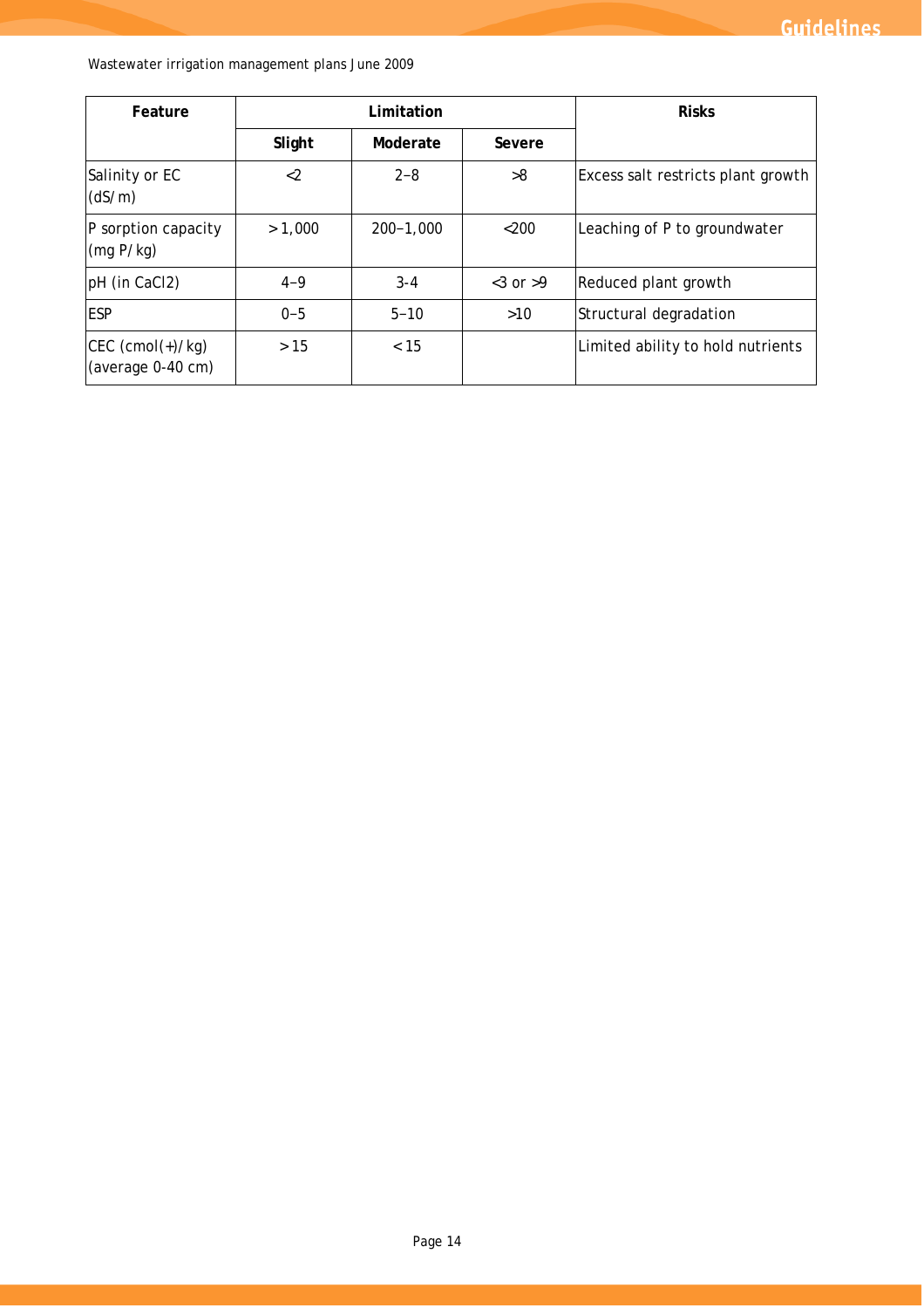| Feature | Limitation | | | Risks |
|---|---|---|---|---|
| | Slight | Moderate | Severe | |
| Salinity or EC (dS/m) | <2 | 2–8 | >8 | Excess salt restricts plant growth |
| P sorption capacity (mg P/kg) | >1,000 | 200–1,000 | <200 | Leaching of P to groundwater |
| pH (in CaCl2) | 4–9 | 3-4 | <3 or >9 | Reduced plant growth |
| ESP | 0–5 | 5–10 | >10 | Structural degradation |
| CEC (cmol(+)/kg) (average 0-40 cm) | >15 | <15 | | Limited ability to hold nutrients |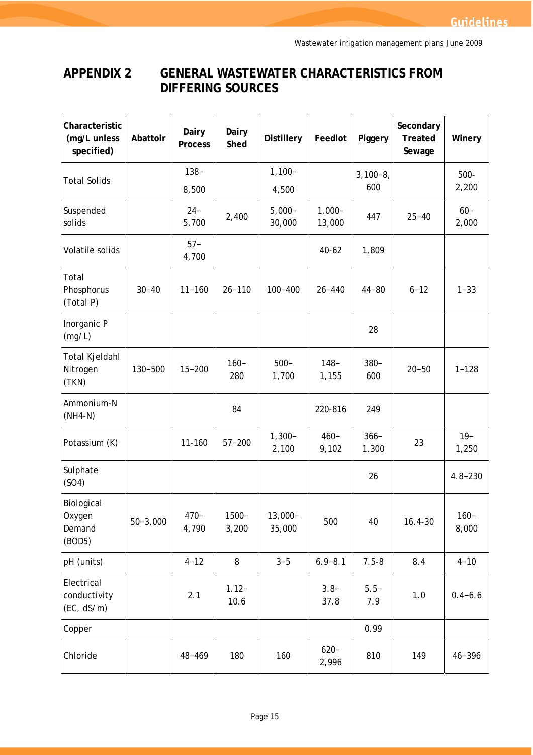## APPENDIX 2 GENERAL WASTEWATER CHARACTERISTICS FROM DIFFERING SOURCES

| Characteristic (mg/L unless specified) | Abattoir | Dairy Process | Dairy Shed | Distillery | Feedlot | Piggery | Secondary Treated Sewage | Winery |
|---|---|---|---|---|---|---|---|---|
| Total Solids | | 138–8,500 | | 1,100–4,500 | | 3,100–8,600 | | 500-2,200 |
| Suspended solids | | 24–5,700 | 2,400 | 5,000–30,000 | 1,000–13,000 | 447 | 25–40 | 60–2,000 |
| Volatile solids | | 57–4,700 | | | 40-62 | 1,809 | | |
| Total Phosphorus (Total P) | 30–40 | 11–160 | 26–110 | 100–400 | 26–440 | 44–80 | 6–12 | 1–33 |
| Inorganic P (mg/L) | | | | | | 28 | | |
| Total Kjeldahl Nitrogen (TKN) | 130–500 | 15–200 | 160–280 | 500–1,700 | 148–1,155 | 380–600 | 20–50 | 1–128 |
| Ammonium-N ($NH_4$-N) | | | 84 | | 220-816 | 249 | | |
| Potassium (K) | | 11-160 | 57–200 | 1,300–2,100 | 460–9,102 | 366–1,300 | 23 | 19–1,250 |
| Sulphate ($SO_4$) | | | | | | 26 | | 4.8–230 |
| Biological Oxygen Demand ($BOD_5$) | 50–3,000 | 470–4,790 | 1500–3,200 | 13,000–35,000 | 500 | 40 | 16.4-30 | 160–8,000 |
| pH (units) | | 4–12 | 8 | 3–5 | 6.9–8.1 | 7.5-8 | 8.4 | 4–10 |
| Electrical conductivity (EC, dS/m) | | 2.1 | 1.12–10.6 | | 3.8–37.8 | 5.5–7.9 | 1.0 | 0.4–6.6 |
| Copper | | | | | | 0.99 | | |
| Chloride | | 48–469 | 180 | 160 | 620–2,996 | 810 | 149 | 46–396 |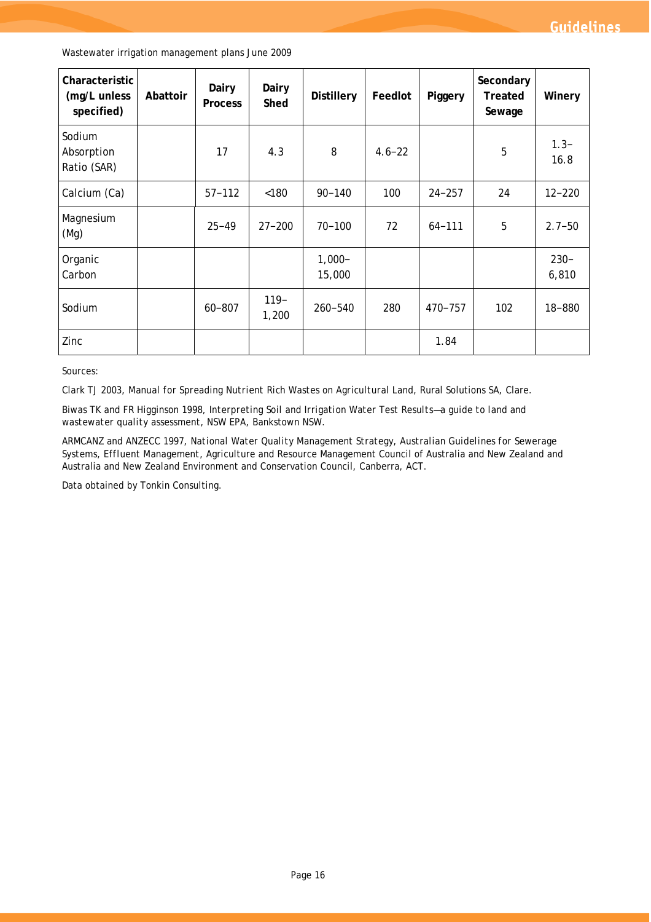| Characteristic (mg/L unless specified) | Abattoir | Dairy Process | Dairy Shed | Distillery | Feedlot | Piggery | Secondary Treated Sewage | Winery |
|---|---|---|---|---|---|---|---|---|
| Sodium Absorption Ratio (SAR) | | 17 | 4.3 | 8 | 4.6–22 | | 5 | 1.3–16.8 |
| Calcium (Ca) | | 57–112 | <180 | 90–140 | 100 | 24–257 | 24 | 12–220 |
| Magnesium (Mg) | | 25–49 | 27–200 | 70–100 | 72 | 64–111 | 5 | 2.7–50 |
| Organic Carbon | | | | 1,000–15,000 | | | | 230–6,810 |
| Sodium | | 60–807 | 119–1,200 | 260–540 | 280 | 470–757 | 102 | 18–880 |
| Zinc | | | | | | 1.84 | | |

Sources:

Clark TJ 2003, *Manual for Spreading Nutrient Rich Wastes on Agricultural Land*, Rural Solutions SA, Clare.

Biwas TK and FR Higginson 1998, *Interpreting Soil and Irrigation Water Test Results—a guide to land and wastewater quality assessment*, NSW EPA, Bankstown NSW.

ARMCANZ and ANZECC 1997, *National Water Quality Management Strategy, Australian Guidelines for Sewerage Systems, Effluent Management*, Agriculture and Resource Management Council of Australia and New Zealand and Australia and New Zealand Environment and Conservation Council, Canberra, ACT.

Data obtained by Tonkin Consulting.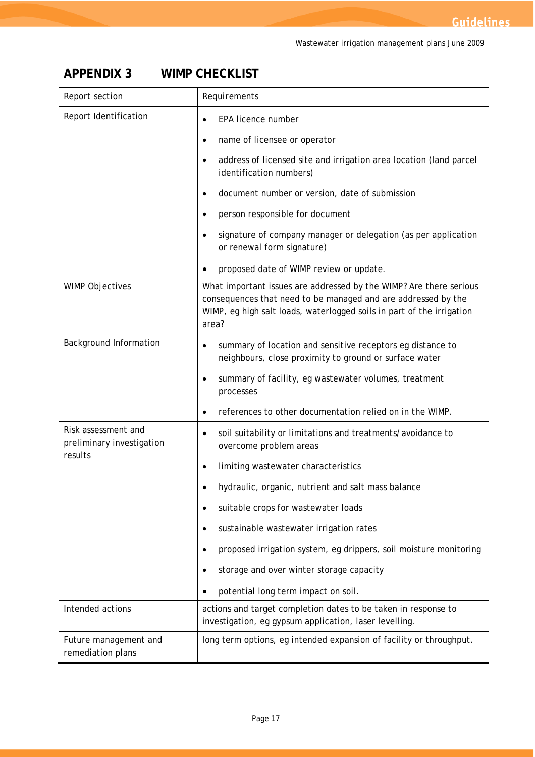## APPENDIX 3 WIMP CHECKLIST

| Report section | Requirements |
|---|---|
| Report Identification | • EPA licence number<br>• name of licensee or operator<br>• address of licensed site and irrigation area location (land parcel identification numbers)<br>• document number or version, date of submission<br>• person responsible for document<br>• signature of company manager or delegation (as per application or renewal form signature)<br>• proposed date of WIMP review or update. |
| WIMP Objectives | What important issues are addressed by the WIMP? Are there serious consequences that need to be managed and are addressed by the WIMP, eg high salt loads, waterlogged soils in part of the irrigation area? |
| Background Information | • summary of location and sensitive receptors eg distance to neighbours, close proximity to ground or surface water<br>• summary of facility, eg wastewater volumes, treatment processes<br>• references to other documentation relied on in the WIMP. |
| Risk assessment and preliminary investigation results | • soil suitability or limitations and treatments/avoidance to overcome problem areas<br>• limiting wastewater characteristics<br>• hydraulic, organic, nutrient and salt mass balance<br>• suitable crops for wastewater loads<br>• sustainable wastewater irrigation rates<br>• proposed irrigation system, eg drippers, soil moisture monitoring<br>• storage and over winter storage capacity<br>• potential long term impact on soil. |
| Intended actions | actions and target completion dates to be taken in response to investigation, eg gypsum application, laser levelling. |
| Future management and remediation plans | long term options, eg intended expansion of facility or throughput. |